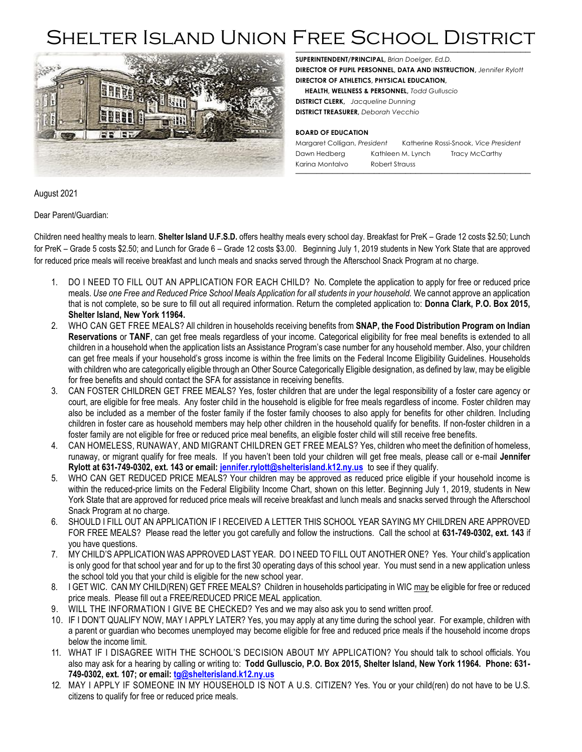# Shelter Island Union Free School District

**SUPERINTENDENT/PRINCIPAL,** *Brian Doelger, Ed.D.*
**DIRECTOR OF PUPIL PERSONNEL, DATA AND INSTRUCTION,** *Jennifer Rylott*
**DIRECTOR OF ATHLETICS, PHYSICAL EDUCATION, HEALTH, WELLNESS & PERSONNEL,** *Todd Gulluscio*
**DISTRICT CLERK,** *Jacqueline Dunning*
**DISTRICT TREASURER,** *Deborah Vecchio*

**BOARD OF EDUCATION**
Margaret Colligan, *President* Katherine Rossi-Snook, *Vice President*
Dawn Hedberg Kathleen M. Lynch Tracy McCarthy
Karina Montalvo Robert Strauss

August 2021

Dear Parent/Guardian:

Children need healthy meals to learn. **Shelter Island U.F.S.D.** offers healthy meals every school day. Breakfast for PreK – Grade 12 costs $2.50; Lunch for PreK – Grade 5 costs $2.50; and Lunch for Grade 6 – Grade 12 costs $3.00. Beginning July 1, 2019 students in New York State that are approved for reduced price meals will receive breakfast and lunch meals and snacks served through the Afterschool Snack Program at no charge.

1. DO I NEED TO FILL OUT AN APPLICATION FOR EACH CHILD? No. Complete the application to apply for free or reduced price meals. *Use one Free and Reduced Price School Meals Application for all students in your household.* We cannot approve an application that is not complete, so be sure to fill out all required information. Return the completed application to: **Donna Clark, P.O. Box 2015, Shelter Island, New York 11964.**
2. WHO CAN GET FREE MEALS? All children in households receiving benefits from **SNAP, the Food Distribution Program on Indian Reservations** or **TANF**, can get free meals regardless of your income. Categorical eligibility for free meal benefits is extended to all children in a household when the application lists an Assistance Program's case number for any household member. Also, your children can get free meals if your household's gross income is within the free limits on the Federal Income Eligibility Guidelines. Households with children who are categorically eligible through an Other Source Categorically Eligible designation, as defined by law, may be eligible for free benefits and should contact the SFA for assistance in receiving benefits.
3. CAN FOSTER CHILDREN GET FREE MEALS? Yes, foster children that are under the legal responsibility of a foster care agency or court, are eligible for free meals. Any foster child in the household is eligible for free meals regardless of income. Foster children may also be included as a member of the foster family if the foster family chooses to also apply for benefits for other children. Including children in foster care as household members may help other children in the household qualify for benefits. If non-foster children in a foster family are not eligible for free or reduced price meal benefits, an eligible foster child will still receive free benefits.
4. CAN HOMELESS, RUNAWAY, AND MIGRANT CHILDREN GET FREE MEALS? Yes, children who meet the definition of homeless, runaway, or migrant qualify for free meals. If you haven't been told your children will get free meals, please call or e-mail **Jennifer Rylott at 631-749-0302, ext. 143 or email: jennifer.rylott@shelterisland.k12.ny.us** to see if they qualify.
5. WHO CAN GET REDUCED PRICE MEALS? Your children may be approved as reduced price eligible if your household income is within the reduced-price limits on the Federal Eligibility Income Chart, shown on this letter. Beginning July 1, 2019, students in New York State that are approved for reduced price meals will receive breakfast and lunch meals and snacks served through the Afterschool Snack Program at no charge.
6. SHOULD I FILL OUT AN APPLICATION IF I RECEIVED A LETTER THIS SCHOOL YEAR SAYING MY CHILDREN ARE APPROVED FOR FREE MEALS? Please read the letter you got carefully and follow the instructions. Call the school at **631-749-0302, ext. 143** if you have questions.
7. MY CHILD'S APPLICATION WAS APPROVED LAST YEAR. DO I NEED TO FILL OUT ANOTHER ONE? Yes. Your child's application is only good for that school year and for up to the first 30 operating days of this school year. You must send in a new application unless the school told you that your child is eligible for the new school year.
8. I GET WIC. CAN MY CHILD(REN) GET FREE MEALS? Children in households participating in WIC may be eligible for free or reduced price meals. Please fill out a FREE/REDUCED PRICE MEAL application.
9. WILL THE INFORMATION I GIVE BE CHECKED? Yes and we may also ask you to send written proof.
10. IF I DON'T QUALIFY NOW, MAY I APPLY LATER? Yes, you may apply at any time during the school year. For example, children with a parent or guardian who becomes unemployed may become eligible for free and reduced price meals if the household income drops below the income limit.
11. WHAT IF I DISAGREE WITH THE SCHOOL'S DECISION ABOUT MY APPLICATION? You should talk to school officials. You also may ask for a hearing by calling or writing to: **Todd Gulluscio, P.O. Box 2015, Shelter Island, New York 11964. Phone: 631-749-0302, ext. 107; or email: tg@shelterisland.k12.ny.us**
12. MAY I APPLY IF SOMEONE IN MY HOUSEHOLD IS NOT A U.S. CITIZEN? Yes. You or your child(ren) do not have to be U.S. citizens to qualify for free or reduced price meals.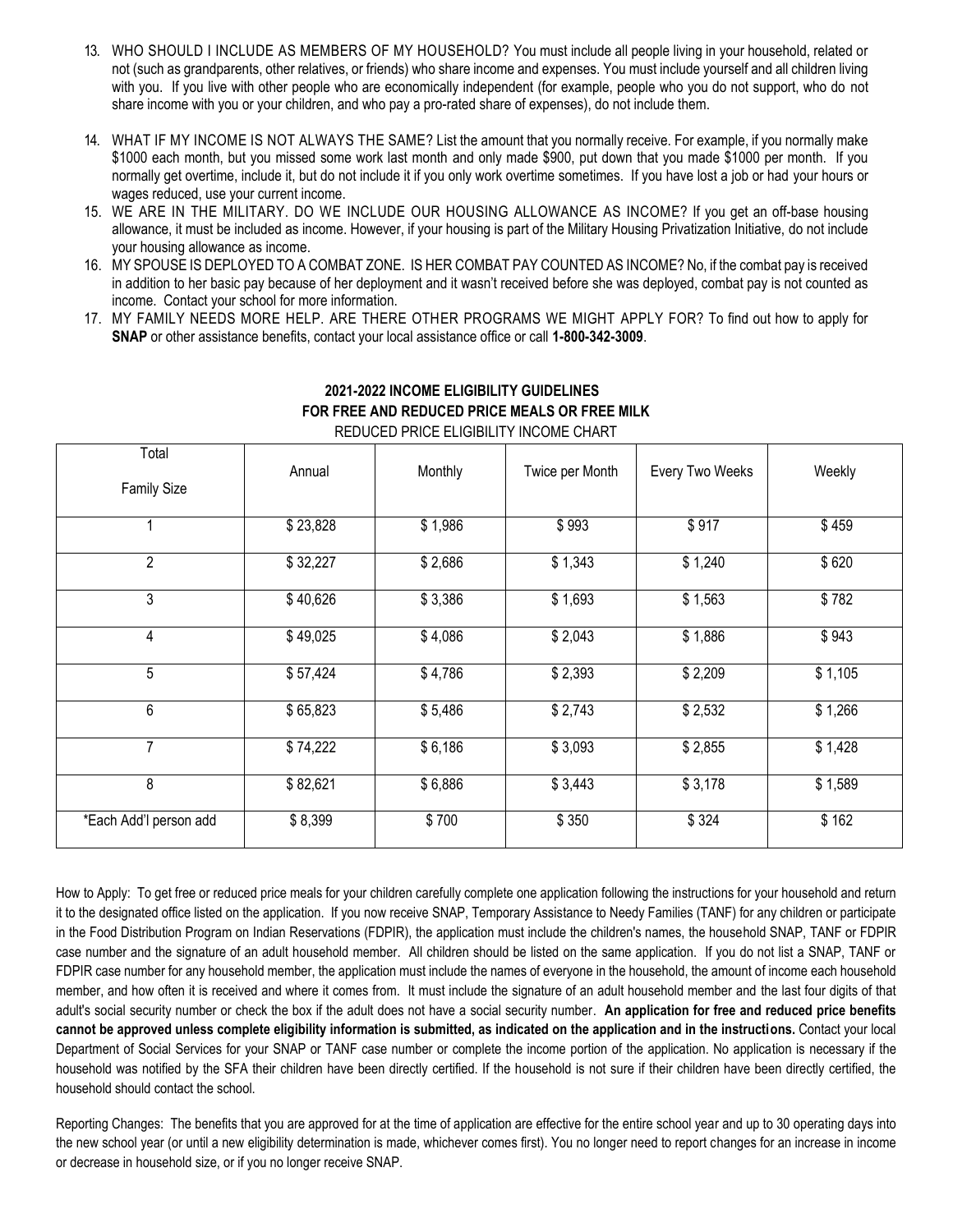13. WHO SHOULD I INCLUDE AS MEMBERS OF MY HOUSEHOLD? You must include all people living in your household, related or not (such as grandparents, other relatives, or friends) who share income and expenses. You must include yourself and all children living with you. If you live with other people who are economically independent (for example, people who you do not support, who do not share income with you or your children, and who pay a pro-rated share of expenses), do not include them.
14. WHAT IF MY INCOME IS NOT ALWAYS THE SAME? List the amount that you normally receive. For example, if you normally make $1000 each month, but you missed some work last month and only made $900, put down that you made $1000 per month. If you normally get overtime, include it, but do not include it if you only work overtime sometimes. If you have lost a job or had your hours or wages reduced, use your current income.
15. WE ARE IN THE MILITARY. DO WE INCLUDE OUR HOUSING ALLOWANCE AS INCOME? If you get an off-base housing allowance, it must be included as income. However, if your housing is part of the Military Housing Privatization Initiative, do not include your housing allowance as income.
16. MY SPOUSE IS DEPLOYED TO A COMBAT ZONE. IS HER COMBAT PAY COUNTED AS INCOME? No, if the combat pay is received in addition to her basic pay because of her deployment and it wasn't received before she was deployed, combat pay is not counted as income. Contact your school for more information.
17. MY FAMILY NEEDS MORE HELP. ARE THERE OTHER PROGRAMS WE MIGHT APPLY FOR? To find out how to apply for **SNAP** or other assistance benefits, contact your local assistance office or call **1-800-342-3009**.

## 2021-2022 INCOME ELIGIBILITY GUIDELINES
## FOR FREE AND REDUCED PRICE MEALS OR FREE MILK

REDUCED PRICE ELIGIBILITY INCOME CHART

| Total Family Size | Annual | Monthly | Twice per Month | Every Two Weeks | Weekly |
|---|---|---|---|---|---|
| 1 | $ 23,828 | $ 1,986 | $ 993 | $ 917 | $ 459 |
| 2 | $ 32,227 | $ 2,686 | $ 1,343 | $ 1,240 | $ 620 |
| 3 | $ 40,626 | $ 3,386 | $ 1,693 | $ 1,563 | $ 782 |
| 4 | $ 49,025 | $ 4,086 | $ 2,043 | $ 1,886 | $ 943 |
| 5 | $ 57,424 | $ 4,786 | $ 2,393 | $ 2,209 | $ 1,105 |
| 6 | $ 65,823 | $ 5,486 | $ 2,743 | $ 2,532 | $ 1,266 |
| 7 | $ 74,222 | $ 6,186 | $ 3,093 | $ 2,855 | $ 1,428 |
| 8 | $ 82,621 | $ 6,886 | $ 3,443 | $ 3,178 | $ 1,589 |
| *Each Add'l person add | $ 8,399 | $ 700 | $ 350 | $ 324 | $ 162 |

How to Apply: To get free or reduced price meals for your children carefully complete one application following the instructions for your household and return it to the designated office listed on the application. If you now receive SNAP, Temporary Assistance to Needy Families (TANF) for any children or participate in the Food Distribution Program on Indian Reservations (FDPIR), the application must include the children's names, the household SNAP, TANF or FDPIR case number and the signature of an adult household member. All children should be listed on the same application. If you do not list a SNAP, TANF or FDPIR case number for any household member, the application must include the names of everyone in the household, the amount of income each household member, and how often it is received and where it comes from. It must include the signature of an adult household member and the last four digits of that adult's social security number or check the box if the adult does not have a social security number. **An application for free and reduced price benefits cannot be approved unless complete eligibility information is submitted, as indicated on the application and in the instructions.** Contact your local Department of Social Services for your SNAP or TANF case number or complete the income portion of the application. No application is necessary if the household was notified by the SFA their children have been directly certified. If the household is not sure if their children have been directly certified, the household should contact the school.

Reporting Changes: The benefits that you are approved for at the time of application are effective for the entire school year and up to 30 operating days into the new school year (or until a new eligibility determination is made, whichever comes first). You no longer need to report changes for an increase in income or decrease in household size, or if you no longer receive SNAP.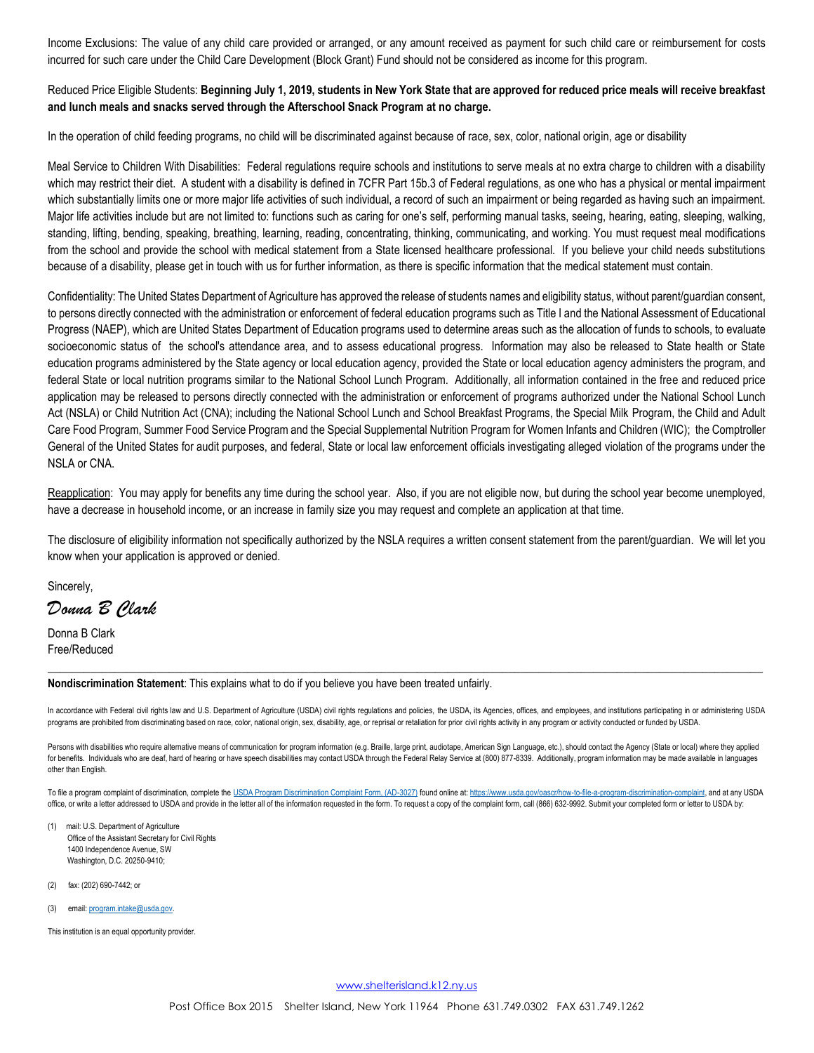Income Exclusions: The value of any child care provided or arranged, or any amount received as payment for such child care or reimbursement for costs incurred for such care under the Child Care Development (Block Grant) Fund should not be considered as income for this program.

Reduced Price Eligible Students: **Beginning July 1, 2019, students in New York State that are approved for reduced price meals will receive breakfast and lunch meals and snacks served through the Afterschool Snack Program at no charge.**

In the operation of child feeding programs, no child will be discriminated against because of race, sex, color, national origin, age or disability

Meal Service to Children With Disabilities: Federal regulations require schools and institutions to serve meals at no extra charge to children with a disability which may restrict their diet. A student with a disability is defined in 7CFR Part 15b.3 of Federal regulations, as one who has a physical or mental impairment which substantially limits one or more major life activities of such individual, a record of such an impairment or being regarded as having such an impairment. Major life activities include but are not limited to: functions such as caring for one's self, performing manual tasks, seeing, hearing, eating, sleeping, walking, standing, lifting, bending, speaking, breathing, learning, reading, concentrating, thinking, communicating, and working. You must request meal modifications from the school and provide the school with medical statement from a State licensed healthcare professional. If you believe your child needs substitutions because of a disability, please get in touch with us for further information, as there is specific information that the medical statement must contain.

Confidentiality: The United States Department of Agriculture has approved the release of students names and eligibility status, without parent/guardian consent, to persons directly connected with the administration or enforcement of federal education programs such as Title I and the National Assessment of Educational Progress (NAEP), which are United States Department of Education programs used to determine areas such as the allocation of funds to schools, to evaluate socioeconomic status of the school's attendance area, and to assess educational progress. Information may also be released to State health or State education programs administered by the State agency or local education agency, provided the State or local education agency administers the program, and federal State or local nutrition programs similar to the National School Lunch Program. Additionally, all information contained in the free and reduced price application may be released to persons directly connected with the administration or enforcement of programs authorized under the National School Lunch Act (NSLA) or Child Nutrition Act (CNA); including the National School Lunch and School Breakfast Programs, the Special Milk Program, the Child and Adult Care Food Program, Summer Food Service Program and the Special Supplemental Nutrition Program for Women Infants and Children (WIC); the Comptroller General of the United States for audit purposes, and federal, State or local law enforcement officials investigating alleged violation of the programs under the NSLA or CNA.

Reapplication: You may apply for benefits any time during the school year. Also, if you are not eligible now, but during the school year become unemployed, have a decrease in household income, or an increase in family size you may request and complete an application at that time.

The disclosure of eligibility information not specifically authorized by the NSLA requires a written consent statement from the parent/guardian. We will let you know when your application is approved or denied.

Sincerely,

*Donna B Clark*

Donna B Clark
Free/Reduced

---

**Nondiscrimination Statement**: This explains what to do if you believe you have been treated unfairly.

In accordance with Federal civil rights law and U.S. Department of Agriculture (USDA) civil rights regulations and policies, the USDA, its Agencies, offices, and employees, and institutions participating in or administering USDA programs are prohibited from discriminating based on race, color, national origin, sex, disability, age, or reprisal or retaliation for prior civil rights activity in any program or activity conducted or funded by USDA.

Persons with disabilities who require alternative means of communication for program information (e.g. Braille, large print, audiotape, American Sign Language, etc.), should contact the Agency (State or local) where they applied for benefits. Individuals who are deaf, hard of hearing or have speech disabilities may contact USDA through the Federal Relay Service at (800) 877-8339. Additionally, program information may be made available in languages other than English.

To file a program complaint of discrimination, complete the USDA Program Discrimination Complaint Form, (AD-3027) found online at: https://www.usda.gov/oascr/how-to-file-a-program-discrimination-complaint, and at any USDA office, or write a letter addressed to USDA and provide in the letter all of the information requested in the form. To request a copy of the complaint form, call (866) 632-9992. Submit your completed form or letter to USDA by:

(1) mail: U.S. Department of Agriculture
Office of the Assistant Secretary for Civil Rights
1400 Independence Avenue, SW
Washington, D.C. 20250-9410;

(2) fax: (202) 690-7442; or

(3) email: program.intake@usda.gov.

This institution is an equal opportunity provider.

www.shelterisland.k12.ny.us

Post Office Box 2015 Shelter Island, New York 11964 Phone 631.749.0302 FAX 631.749.1262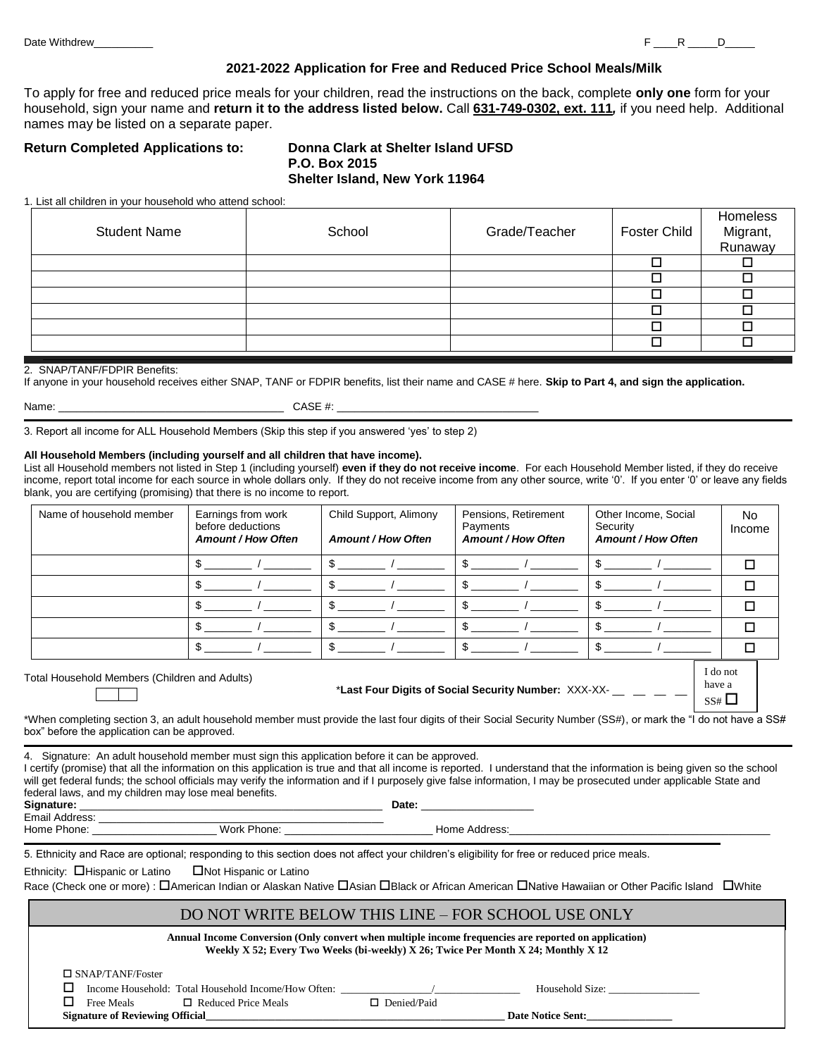Date Withdrew__________ F ____R _____D_____

### 2021-2022 Application for Free and Reduced Price School Meals/Milk

To apply for free and reduced price meals for your children, read the instructions on the back, complete **only one** form for your household, sign your name and **return it to the address listed below.** Call **631-749-0302, ext. 111,** if you need help. Additional names may be listed on a separate paper.

**Return Completed Applications to:** **Donna Clark at Shelter Island UFSD**
**P.O. Box 2015**
**Shelter Island, New York 11964**

1. List all children in your household who attend school:

| Student Name | School | Grade/Teacher | Foster Child | Homeless Migrant, Runaway |
|---|---|---|---|---|
| | | | ☐ | ☐ |
| | | | ☐ | ☐ |
| | | | ☐ | ☐ |
| | | | ☐ | ☐ |
| | | | ☐ | ☐ |
| | | | ☐ | ☐ |

2. SNAP/TANF/FDPIR Benefits:
If anyone in your household receives either SNAP, TANF or FDPIR benefits, list their name and CASE # here. **Skip to Part 4, and sign the application.**

Name: _______________________________ CASE #: _______________________________

3. Report all income for ALL Household Members (Skip this step if you answered 'yes' to step 2)

**All Household Members (including yourself and all children that have income).**
List all Household members not listed in Step 1 (including yourself) **even if they do not receive income**. For each Household Member listed, if they do receive income, report total income for each source in whole dollars only. If they do not receive income from any other source, write '0'. If you enter '0' or leave any fields blank, you are certifying (promising) that there is no income to report.

| Name of household member | Earnings from work before deductions *Amount / How Often* | Child Support, Alimony *Amount / How Often* | Pensions, Retirement Payments *Amount / How Often* | Other Income, Social Security *Amount / How Often* | No Income |
|---|---|---|---|---|---|
| | $ ______ / ______ | $ ______ / ______ | $ ______ / ______ | $ ______ / ______ | ☐ |
| | $ ______ / ______ | $ ______ / ______ | $ ______ / ______ | $ ______ / ______ | ☐ |
| | $ ______ / ______ | $ ______ / ______ | $ ______ / ______ | $ ______ / ______ | ☐ |
| | $ ______ / ______ | $ ______ / ______ | $ ______ / ______ | $ ______ / ______ | ☐ |
| | $ ______ / ______ | $ ______ / ______ | $ ______ / ______ | $ ______ / ______ | ☐ |

Total Household Members (Children and Adults) [ | ]

***Last Four Digits of Social Security Number:** XXX-XX- __ __ __ __ I do not have a SS# ☐

*When completing section 3, an adult household member must provide the last four digits of their Social Security Number (SS#), or mark the "I do not have a SS# box" before the application can be approved.

4. Signature: An adult household member must sign this application before it can be approved.
I certify (promise) that all the information on this application is true and that all income is reported. I understand that the information is being given so the school will get federal funds; the school officials may verify the information and if I purposely give false information, I may be prosecuted under applicable State and federal laws, and my children may lose meal benefits.

**Signature:** _______________________________ **Date:** ________________
Email Address: _______________________________
Home Phone: ________________ Work Phone: ________________ Home Address:_______________________________

5. Ethnicity and Race are optional; responding to this section does not affect your children's eligibility for free or reduced price meals.

Ethnicity: ☐Hispanic or Latino ☐Not Hispanic or Latino

Race (Check one or more) : ☐American Indian or Alaskan Native ☐Asian ☐Black or African American ☐Native Hawaiian or Other Pacific Island ☐White

## DO NOT WRITE BELOW THIS LINE – FOR SCHOOL USE ONLY

**Annual Income Conversion (Only convert when multiple income frequencies are reported on application)**
**Weekly X 52; Every Two Weeks (bi-weekly) X 26; Twice Per Month X 24; Monthly X 12**

☐ SNAP/TANF/Foster

☐ Income Household: Total Household Income/How Often: ______________/______________ Household Size: ______________

☐ Free Meals ☐ Reduced Price Meals ☐ Denied/Paid

**Signature of Reviewing Official**_______________________________ **Date Notice Sent:**______________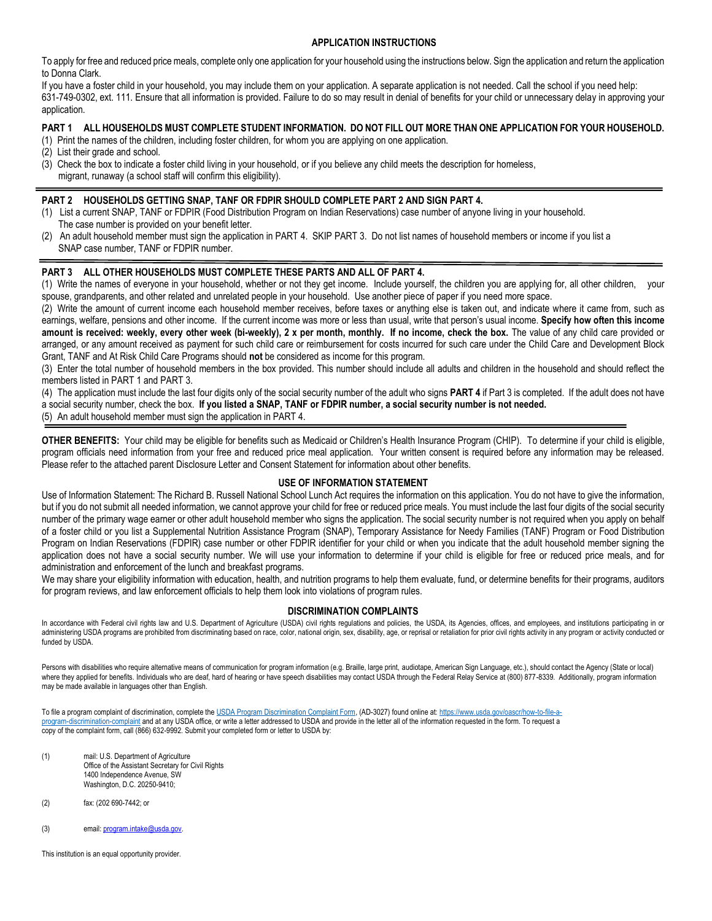## APPLICATION INSTRUCTIONS

To apply for free and reduced price meals, complete only one application for your household using the instructions below. Sign the application and return the application to Donna Clark.

If you have a foster child in your household, you may include them on your application. A separate application is not needed. Call the school if you need help: 631-749-0302, ext. 111. Ensure that all information is provided. Failure to do so may result in denial of benefits for your child or unnecessary delay in approving your application.

### PART 1 ALL HOUSEHOLDS MUST COMPLETE STUDENT INFORMATION. DO NOT FILL OUT MORE THAN ONE APPLICATION FOR YOUR HOUSEHOLD.

(1) Print the names of the children, including foster children, for whom you are applying on one application.
(2) List their grade and school.
(3) Check the box to indicate a foster child living in your household, or if you believe any child meets the description for homeless, migrant, runaway (a school staff will confirm this eligibility).

### PART 2 HOUSEHOLDS GETTING SNAP, TANF OR FDPIR SHOULD COMPLETE PART 2 AND SIGN PART 4.

(1) List a current SNAP, TANF or FDPIR (Food Distribution Program on Indian Reservations) case number of anyone living in your household. The case number is provided on your benefit letter.
(2) An adult household member must sign the application in PART 4. SKIP PART 3. Do not list names of household members or income if you list a SNAP case number, TANF or FDPIR number.

### PART 3 ALL OTHER HOUSEHOLDS MUST COMPLETE THESE PARTS AND ALL OF PART 4.

(1) Write the names of everyone in your household, whether or not they get income. Include yourself, the children you are applying for, all other children, your spouse, grandparents, and other related and unrelated people in your household. Use another piece of paper if you need more space.

(2) Write the amount of current income each household member receives, before taxes or anything else is taken out, and indicate where it came from, such as earnings, welfare, pensions and other income. If the current income was more or less than usual, write that person's usual income. **Specify how often this income amount is received: weekly, every other week (bi-weekly), 2 x per month, monthly. If no income, check the box.** The value of any child care provided or arranged, or any amount received as payment for such child care or reimbursement for costs incurred for such care under the Child Care and Development Block Grant, TANF and At Risk Child Care Programs should **not** be considered as income for this program.

(3) Enter the total number of household members in the box provided. This number should include all adults and children in the household and should reflect the members listed in PART 1 and PART 3.

(4) The application must include the last four digits only of the social security number of the adult who signs **PART 4** if Part 3 is completed. If the adult does not have a social security number, check the box. **If you listed a SNAP, TANF or FDPIR number, a social security number is not needed.**

(5) An adult household member must sign the application in PART 4.

**OTHER BENEFITS:** Your child may be eligible for benefits such as Medicaid or Children's Health Insurance Program (CHIP). To determine if your child is eligible, program officials need information from your free and reduced price meal application. Your written consent is required before any information may be released. Please refer to the attached parent Disclosure Letter and Consent Statement for information about other benefits.

## USE OF INFORMATION STATEMENT

Use of Information Statement: The Richard B. Russell National School Lunch Act requires the information on this application. You do not have to give the information, but if you do not submit all needed information, we cannot approve your child for free or reduced price meals. You must include the last four digits of the social security number of the primary wage earner or other adult household member who signs the application. The social security number is not required when you apply on behalf of a foster child or you list a Supplemental Nutrition Assistance Program (SNAP), Temporary Assistance for Needy Families (TANF) Program or Food Distribution Program on Indian Reservations (FDPIR) case number or other FDPIR identifier for your child or when you indicate that the adult household member signing the application does not have a social security number. We will use your information to determine if your child is eligible for free or reduced price meals, and for administration and enforcement of the lunch and breakfast programs.

We may share your eligibility information with education, health, and nutrition programs to help them evaluate, fund, or determine benefits for their programs, auditors for program reviews, and law enforcement officials to help them look into violations of program rules.

## DISCRIMINATION COMPLAINTS

In accordance with Federal civil rights law and U.S. Department of Agriculture (USDA) civil rights regulations and policies, the USDA, its Agencies, offices, and employees, and institutions participating in or administering USDA programs are prohibited from discriminating based on race, color, national origin, sex, disability, age, or reprisal or retaliation for prior civil rights activity in any program or activity conducted or funded by USDA.

Persons with disabilities who require alternative means of communication for program information (e.g. Braille, large print, audiotape, American Sign Language, etc.), should contact the Agency (State or local) where they applied for benefits. Individuals who are deaf, hard of hearing or have speech disabilities may contact USDA through the Federal Relay Service at (800) 877-8339. Additionally, program information may be made available in languages other than English.

To file a program complaint of discrimination, complete the USDA Program Discrimination Complaint Form, (AD-3027) found online at: https://www.usda.gov/oascr/how-to-file-a-program-discrimination-complaint and at any USDA office, or write a letter addressed to USDA and provide in the letter all of the information requested in the form. To request a copy of the complaint form, call (866) 632-9992. Submit your completed form or letter to USDA by:

(1) mail: U.S. Department of Agriculture
Office of the Assistant Secretary for Civil Rights
1400 Independence Avenue, SW
Washington, D.C. 20250-9410;

(2) fax: (202 690-7442; or

(3) email: program.intake@usda.gov.

This institution is an equal opportunity provider.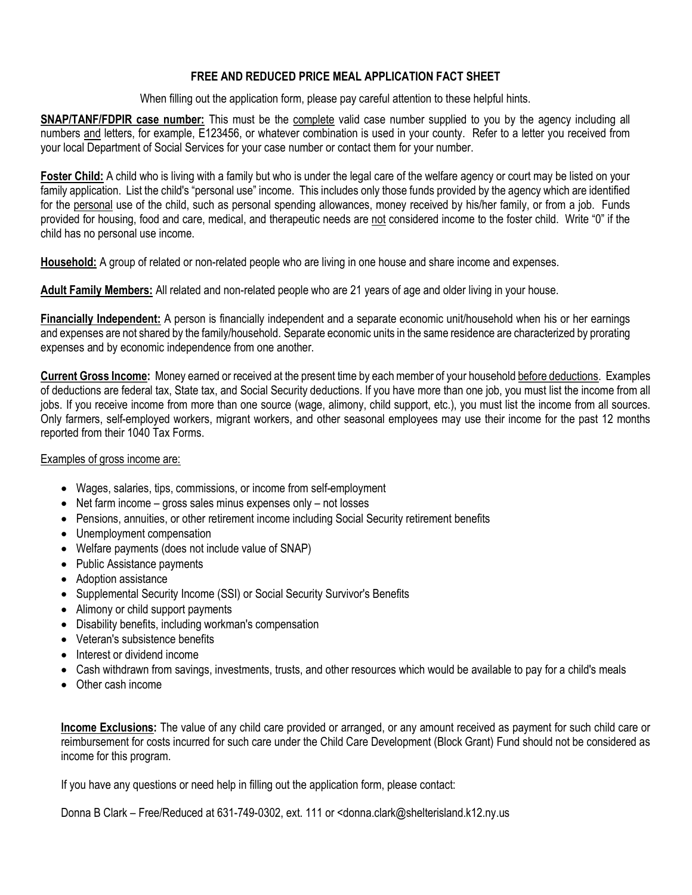# FREE AND REDUCED PRICE MEAL APPLICATION FACT SHEET

When filling out the application form, please pay careful attention to these helpful hints.

**SNAP/TANF/FDPIR case number:** This must be the complete valid case number supplied to you by the agency including all numbers and letters, for example, E123456, or whatever combination is used in your county. Refer to a letter you received from your local Department of Social Services for your case number or contact them for your number.

**Foster Child:** A child who is living with a family but who is under the legal care of the welfare agency or court may be listed on your family application. List the child's "personal use" income. This includes only those funds provided by the agency which are identified for the personal use of the child, such as personal spending allowances, money received by his/her family, or from a job. Funds provided for housing, food and care, medical, and therapeutic needs are not considered income to the foster child. Write "0" if the child has no personal use income.

**Household:** A group of related or non-related people who are living in one house and share income and expenses.

**Adult Family Members:** All related and non-related people who are 21 years of age and older living in your house.

**Financially Independent:** A person is financially independent and a separate economic unit/household when his or her earnings and expenses are not shared by the family/household. Separate economic units in the same residence are characterized by prorating expenses and by economic independence from one another.

**Current Gross Income:** Money earned or received at the present time by each member of your household before deductions. Examples of deductions are federal tax, State tax, and Social Security deductions. If you have more than one job, you must list the income from all jobs. If you receive income from more than one source (wage, alimony, child support, etc.), you must list the income from all sources. Only farmers, self-employed workers, migrant workers, and other seasonal employees may use their income for the past 12 months reported from their 1040 Tax Forms.

Examples of gross income are:

- Wages, salaries, tips, commissions, or income from self-employment
- Net farm income – gross sales minus expenses only – not losses
- Pensions, annuities, or other retirement income including Social Security retirement benefits
- Unemployment compensation
- Welfare payments (does not include value of SNAP)
- Public Assistance payments
- Adoption assistance
- Supplemental Security Income (SSI) or Social Security Survivor's Benefits
- Alimony or child support payments
- Disability benefits, including workman's compensation
- Veteran's subsistence benefits
- Interest or dividend income
- Cash withdrawn from savings, investments, trusts, and other resources which would be available to pay for a child's meals
- Other cash income

**Income Exclusions:** The value of any child care provided or arranged, or any amount received as payment for such child care or reimbursement for costs incurred for such care under the Child Care Development (Block Grant) Fund should not be considered as income for this program.

If you have any questions or need help in filling out the application form, please contact:

Donna B Clark – Free/Reduced at 631-749-0302, ext. 111 or <donna.clark@shelterisland.k12.ny.us